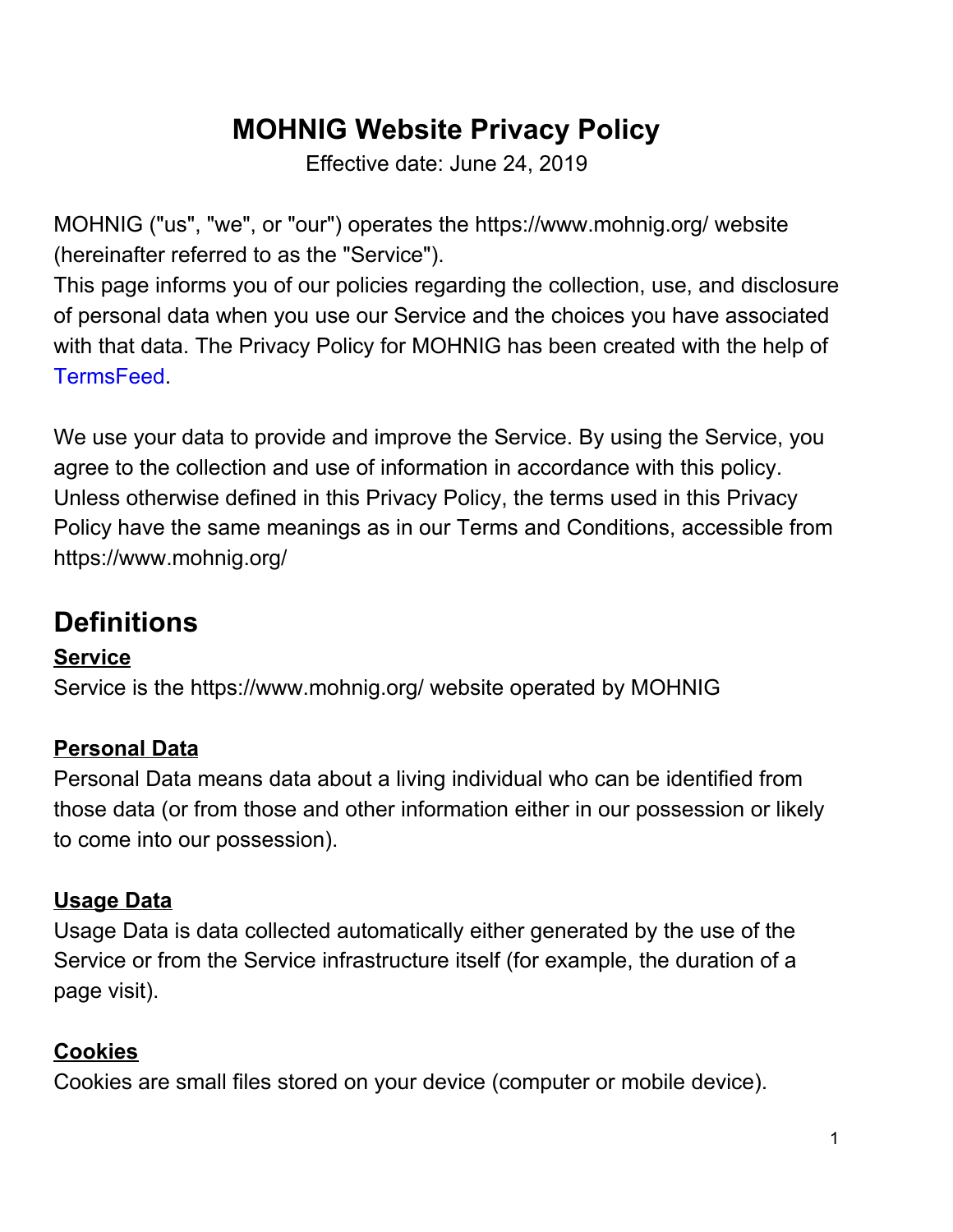# MOHNIG Website Privacy Policy

Effective date: June 24, 2019

MOHNIG ("us", "we", or "our") operates the https://www.mohnig.org/ website (hereinafter referred to as the "Service").

This page informs you of our policies regarding the collection, use, and disclosure of personal data when you use our Service and the choices you have associated with that data. The Privacy Policy for MOHNIG has been created with the help of TermsFeed.

We use your data to provide and improve the Service. By using the Service, you agree to the collection and use of information in accordance with this policy. Unless otherwise defined in this Privacy Policy, the terms used in this Privacy Policy have the same meanings as in our Terms and Conditions, accessible from https://www.mohnig.org/

## Definitions

### Service

Service is the https://www.mohnig.org/ website operated by MOHNIG

### Personal Data

Personal Data means data about a living individual who can be identified from those data (or from those and other information either in our possession or likely to come into our possession).

### Usage Data

Usage Data is data collected automatically either generated by the use of the Service or from the Service infrastructure itself (for example, the duration of a page visit).

### Cookies

Cookies are small files stored on your device (computer or mobile device).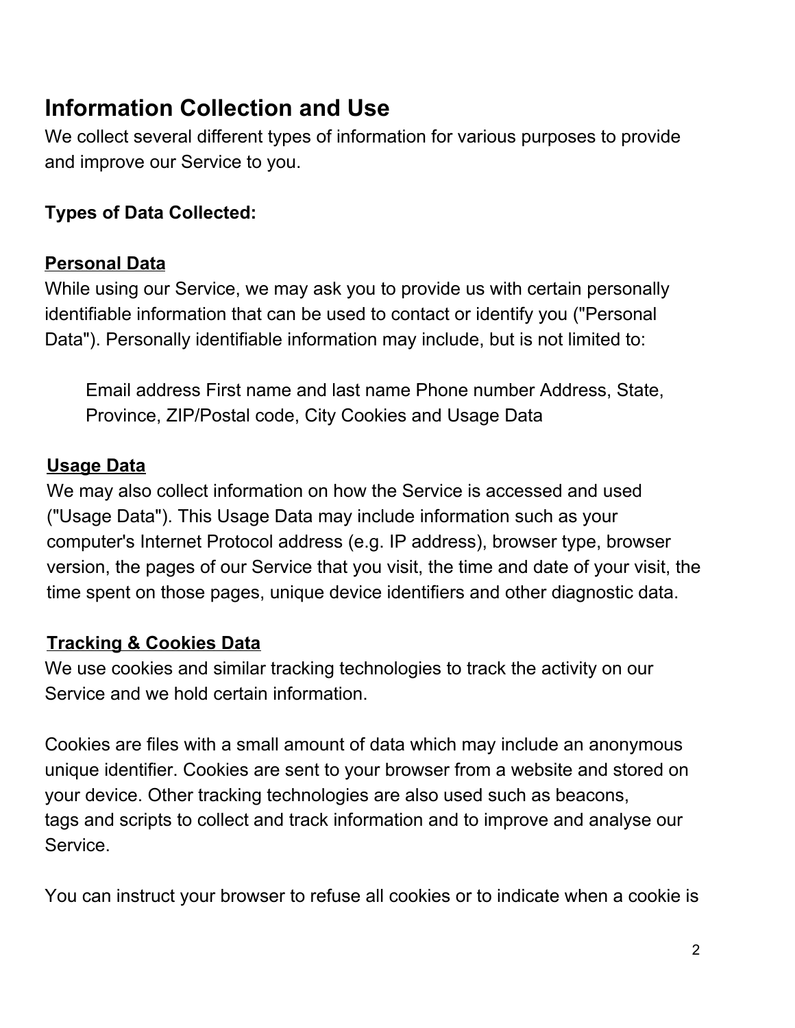## Information Collection and Use

We collect several different types of information for various purposes to provide and improve our Service to you.

**Types of Data Collected:**

**Personal Data**

While using our Service, we may ask you to provide us with certain personally identifiable information that can be used to contact or identify you ("Personal Data"). Personally identifiable information may include, but is not limited to:

> Email address First name and last name Phone number Address, State, Province, ZIP/Postal code, City Cookies and Usage Data

**Usage Data**

We may also collect information on how the Service is accessed and used ("Usage Data"). This Usage Data may include information such as your computer's Internet Protocol address (e.g. IP address), browser type, browser version, the pages of our Service that you visit, the time and date of your visit, the time spent on those pages, unique device identifiers and other diagnostic data.

**Tracking & Cookies Data**

We use cookies and similar tracking technologies to track the activity on our Service and we hold certain information.

Cookies are files with a small amount of data which may include an anonymous unique identifier. Cookies are sent to your browser from a website and stored on your device. Other tracking technologies are also used such as beacons, tags and scripts to collect and track information and to improve and analyse our Service.

You can instruct your browser to refuse all cookies or to indicate when a cookie is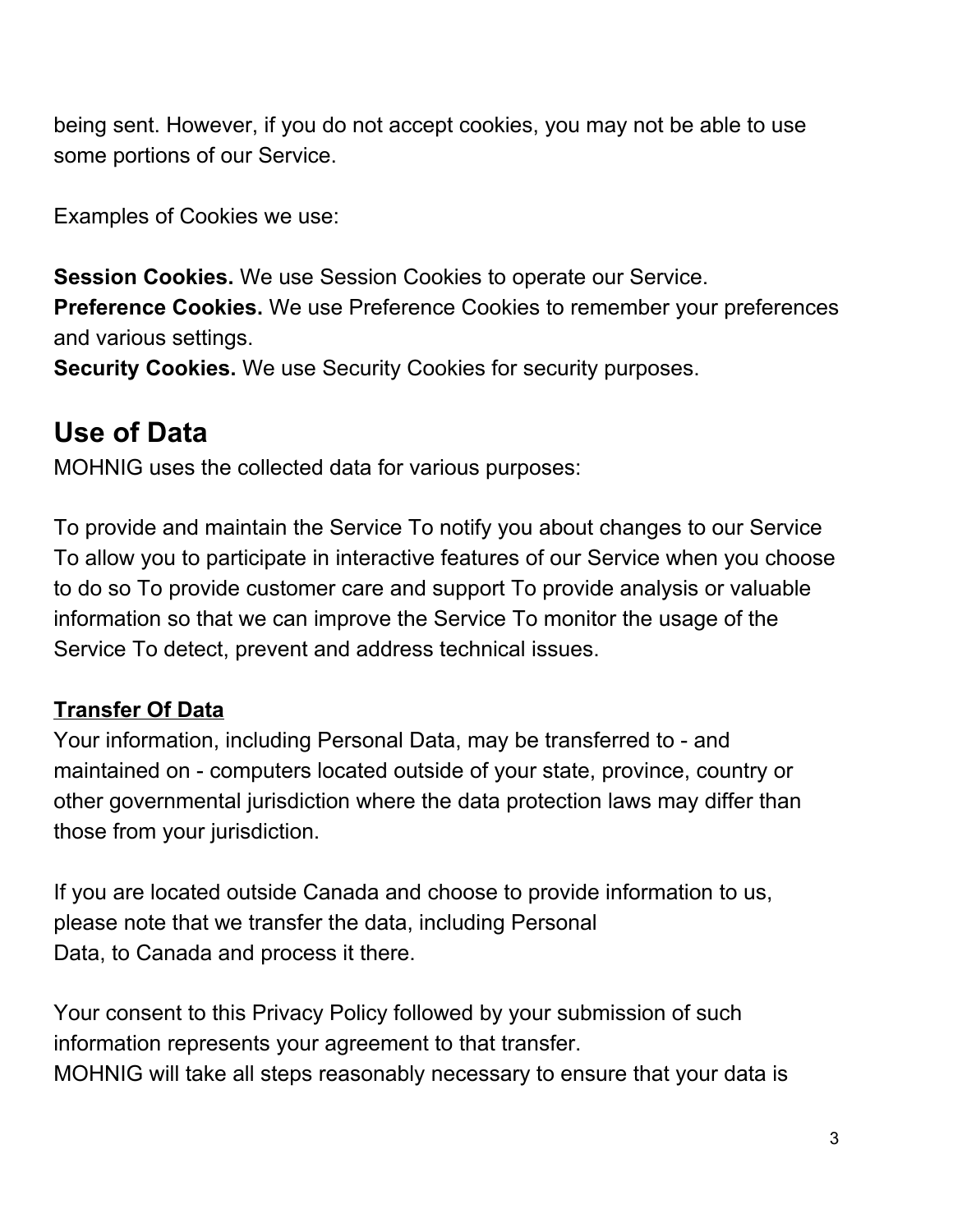being sent. However, if you do not accept cookies, you may not be able to use some portions of our Service.

Examples of Cookies we use:

**Session Cookies.** We use Session Cookies to operate our Service.
**Preference Cookies.** We use Preference Cookies to remember your preferences and various settings.
**Security Cookies.** We use Security Cookies for security purposes.

## Use of Data

MOHNIG uses the collected data for various purposes:

To provide and maintain the Service To notify you about changes to our Service To allow you to participate in interactive features of our Service when you choose to do so To provide customer care and support To provide analysis or valuable information so that we can improve the Service To monitor the usage of the Service To detect, prevent and address technical issues.

### Transfer Of Data

Your information, including Personal Data, may be transferred to - and maintained on - computers located outside of your state, province, country or other governmental jurisdiction where the data protection laws may differ than those from your jurisdiction.

If you are located outside Canada and choose to provide information to us, please note that we transfer the data, including Personal Data, to Canada and process it there.

Your consent to this Privacy Policy followed by your submission of such information represents your agreement to that transfer.
MOHNIG will take all steps reasonably necessary to ensure that your data is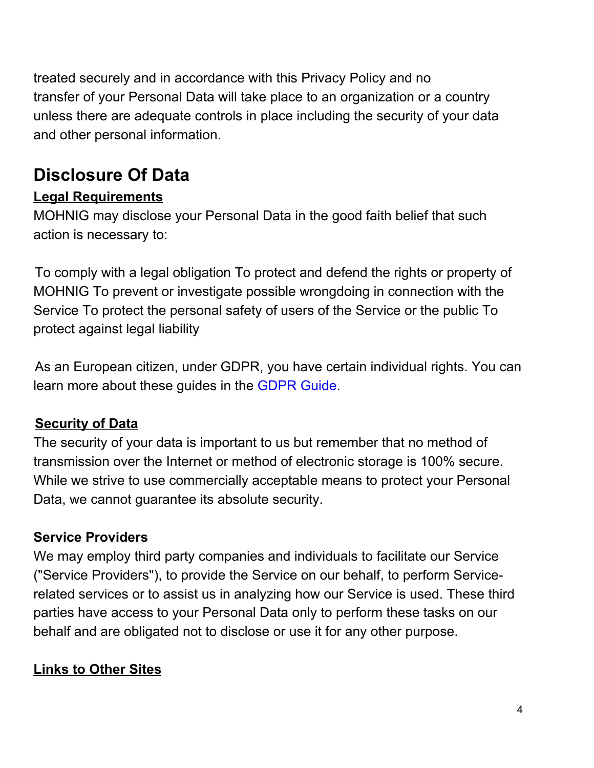treated securely and in accordance with this Privacy Policy and no transfer of your Personal Data will take place to an organization or a country unless there are adequate controls in place including the security of your data and other personal information.

## Disclosure Of Data

**Legal Requirements**

MOHNIG may disclose your Personal Data in the good faith belief that such action is necessary to:

To comply with a legal obligation To protect and defend the rights or property of MOHNIG To prevent or investigate possible wrongdoing in connection with the Service To protect the personal safety of users of the Service or the public To protect against legal liability

As an European citizen, under GDPR, you have certain individual rights. You can learn more about these guides in the GDPR Guide.

**Security of Data**

The security of your data is important to us but remember that no method of transmission over the Internet or method of electronic storage is 100% secure. While we strive to use commercially acceptable means to protect your Personal Data, we cannot guarantee its absolute security.

**Service Providers**

We may employ third party companies and individuals to facilitate our Service ("Service Providers"), to provide the Service on our behalf, to perform Service-related services or to assist us in analyzing how our Service is used. These third parties have access to your Personal Data only to perform these tasks on our behalf and are obligated not to disclose or use it for any other purpose.

**Links to Other Sites**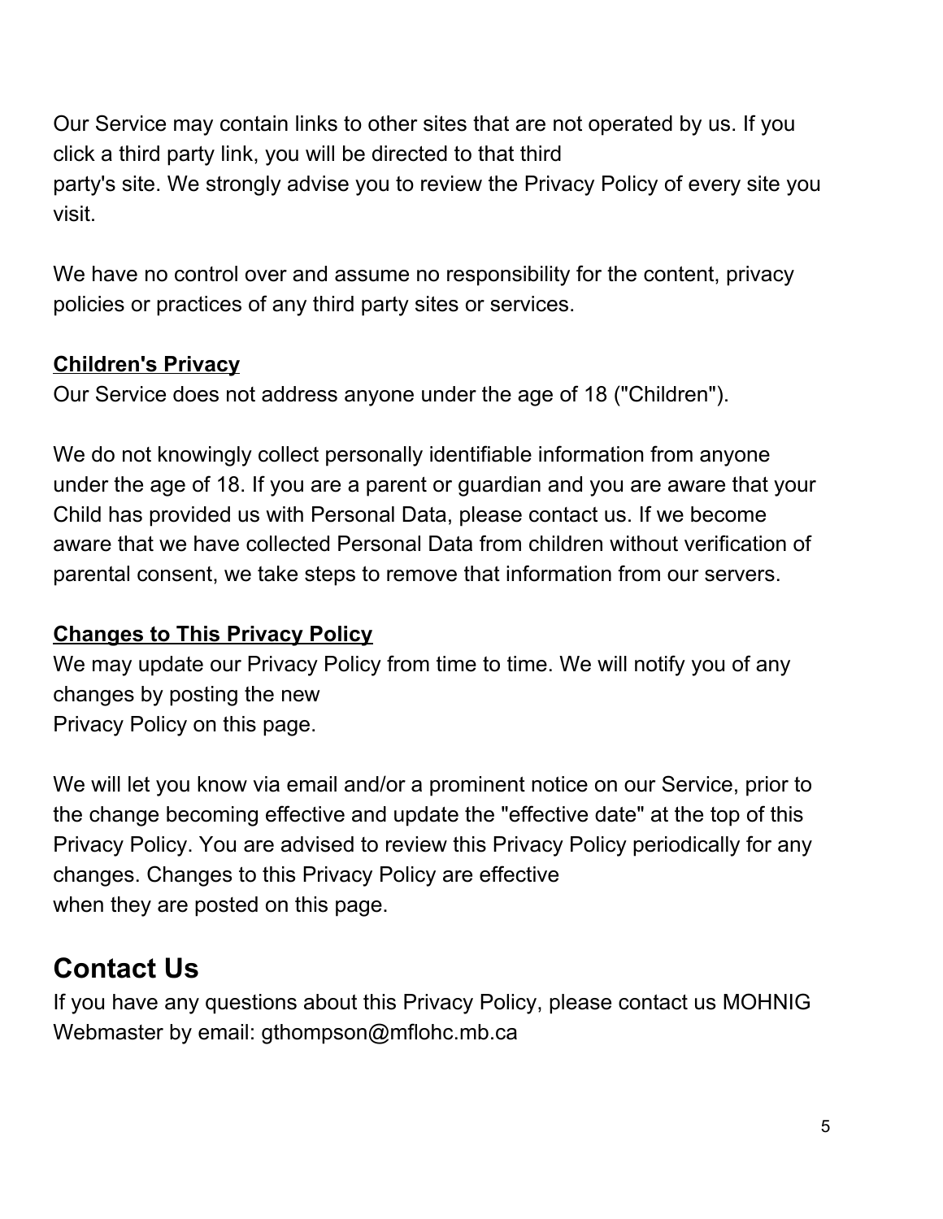Our Service may contain links to other sites that are not operated by us. If you click a third party link, you will be directed to that third party's site. We strongly advise you to review the Privacy Policy of every site you visit.

We have no control over and assume no responsibility for the content, privacy policies or practices of any third party sites or services.

**Children's Privacy**

Our Service does not address anyone under the age of 18 ("Children").

We do not knowingly collect personally identifiable information from anyone under the age of 18. If you are a parent or guardian and you are aware that your Child has provided us with Personal Data, please contact us. If we become aware that we have collected Personal Data from children without verification of parental consent, we take steps to remove that information from our servers.

**Changes to This Privacy Policy**

We may update our Privacy Policy from time to time. We will notify you of any changes by posting the new Privacy Policy on this page.

We will let you know via email and/or a prominent notice on our Service, prior to the change becoming effective and update the "effective date" at the top of this Privacy Policy. You are advised to review this Privacy Policy periodically for any changes. Changes to this Privacy Policy are effective when they are posted on this page.

## Contact Us

If you have any questions about this Privacy Policy, please contact us MOHNIG Webmaster by email: gthompson@mflohc.mb.ca